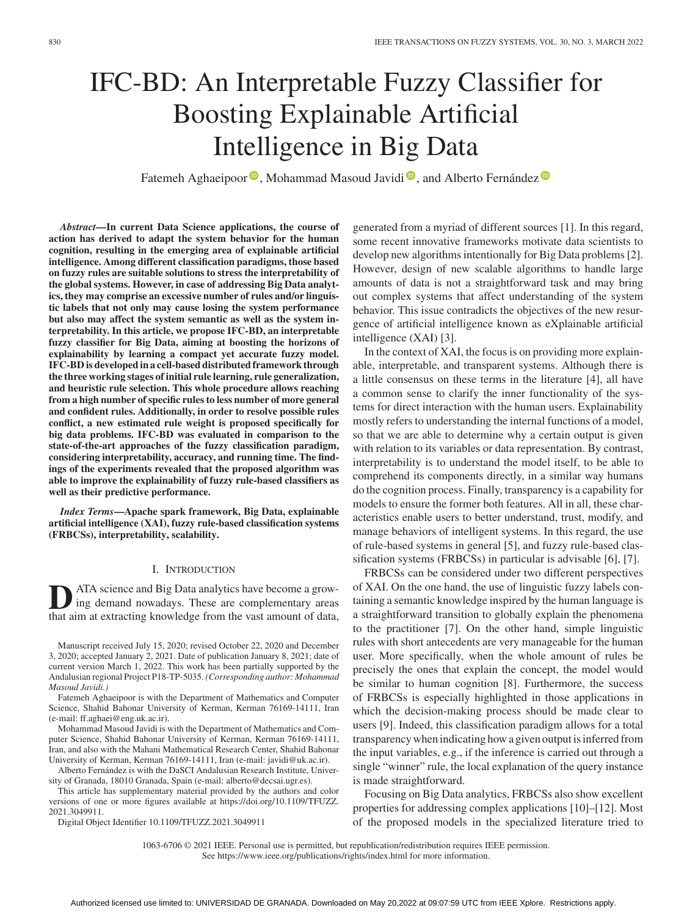# IFC-BD: An Interpretable Fuzzy Classifier for Boosting Explainable Artificial Intelligence in Big Data

Fatemeh Aghaeipoor, Mohammad Masoud Javidi, and Alberto Fernández

***Abstract*—In current Data Science applications, the course of action has derived to adapt the system behavior for the human cognition, resulting in the emerging area of explainable artificial intelligence. Among different classification paradigms, those based on fuzzy rules are suitable solutions to stress the interpretability of the global systems. However, in case of addressing Big Data analytics, they may comprise an excessive number of rules and/or linguistic labels that not only may cause losing the system performance but also may affect the system semantic as well as the system interpretability. In this article, we propose IFC-BD, an interpretable fuzzy classifier for Big Data, aiming at boosting the horizons of explainability by learning a compact yet accurate fuzzy model. IFC-BD is developed in a cell-based distributed framework through the three working stages of initial rule learning, rule generalization, and heuristic rule selection. This whole procedure allows reaching from a high number of specific rules to less number of more general and confident rules. Additionally, in order to resolve possible rules conflict, a new estimated rule weight is proposed specifically for big data problems. IFC-BD was evaluated in comparison to the state-of-the-art approaches of the fuzzy classification paradigm, considering interpretability, accuracy, and running time. The findings of the experiments revealed that the proposed algorithm was able to improve the explainability of fuzzy rule-based classifiers as well as their predictive performance.**

***Index Terms*—Apache spark framework, Big Data, explainable artificial intelligence (XAI), fuzzy rule-based classification systems (FRBCSs), interpretability, scalability.**

## I. Introduction

Data science and Big Data analytics have become a growing demand nowadays. These are complementary areas that aim at extracting knowledge from the vast amount of data, generated from a myriad of different sources [1]. In this regard, some recent innovative frameworks motivate data scientists to develop new algorithms intentionally for Big Data problems [2]. However, design of new scalable algorithms to handle large amounts of data is not a straightforward task and may bring out complex systems that affect understanding of the system behavior. This issue contradicts the objectives of the new resurgence of artificial intelligence known as eXplainable artificial intelligence (XAI) [3].

In the context of XAI, the focus is on providing more explainable, interpretable, and transparent systems. Although there is a little consensus on these terms in the literature [4], all have a common sense to clarify the inner functionality of the systems for direct interaction with the human users. Explainability mostly refers to understanding the internal functions of a model, so that we are able to determine why a certain output is given with relation to its variables or data representation. By contrast, interpretability is to understand the model itself, to be able to comprehend its components directly, in a similar way humans do the cognition process. Finally, transparency is a capability for models to ensure the former both features. All in all, these characteristics enable users to better understand, trust, modify, and manage behaviors of intelligent systems. In this regard, the use of rule-based systems in general [5], and fuzzy rule-based classification systems (FRBCSs) in particular is advisable [6], [7].

FRBCSs can be considered under two different perspectives of XAI. On the one hand, the use of linguistic fuzzy labels containing a semantic knowledge inspired by the human language is a straightforward transition to globally explain the phenomena to the practitioner [7]. On the other hand, simple linguistic rules with short antecedents are very manageable for the human user. More specifically, when the whole amount of rules be precisely the ones that explain the concept, the model would be similar to human cognition [8]. Furthermore, the success of FRBCSs is especially highlighted in those applications in which the decision-making process should be made clear to users [9]. Indeed, this classification paradigm allows for a total transparency when indicating how a given output is inferred from the input variables, e.g., if the inference is carried out through a single "winner" rule, the local explanation of the query instance is made straightforward.

Focusing on Big Data analytics, FRBCSs also show excellent properties for addressing complex applications [10]–[12]. Most of the proposed models in the specialized literature tried to

---

Manuscript received July 15, 2020; revised October 22, 2020 and December 3, 2020; accepted January 2, 2021. Date of publication January 8, 2021; date of current version March 1, 2022. This work has been partially supported by the Andalusian regional Project P18-TP-5035. *(Corresponding author: Mohammad Masoud Javidi.)*

Fatemeh Aghaeipoor is with the Department of Mathematics and Computer Science, Shahid Bahonar University of Kerman, Kerman 76169-14111, Iran (e-mail: ff.aghaei@eng.uk.ac.ir).

Mohammad Masoud Javidi is with the Department of Mathematics and Computer Science, Shahid Bahonar University of Kerman, Kerman 76169-14111, Iran, and also with the Mahani Mathematical Research Center, Shahid Bahonar University of Kerman, Kerman 76169-14111, Iran (e-mail: javidi@uk.ac.ir).

Alberto Fernández is with the DaSCI Andalusian Research Institute, University of Granada, 18010 Granada, Spain (e-mail: alberto@decsai.ugr.es).

This article has supplementary material provided by the authors and color versions of one or more figures available at https://doi.org/10.1109/TFUZZ.2021.3049911.

Digital Object Identifier 10.1109/TFUZZ.2021.3049911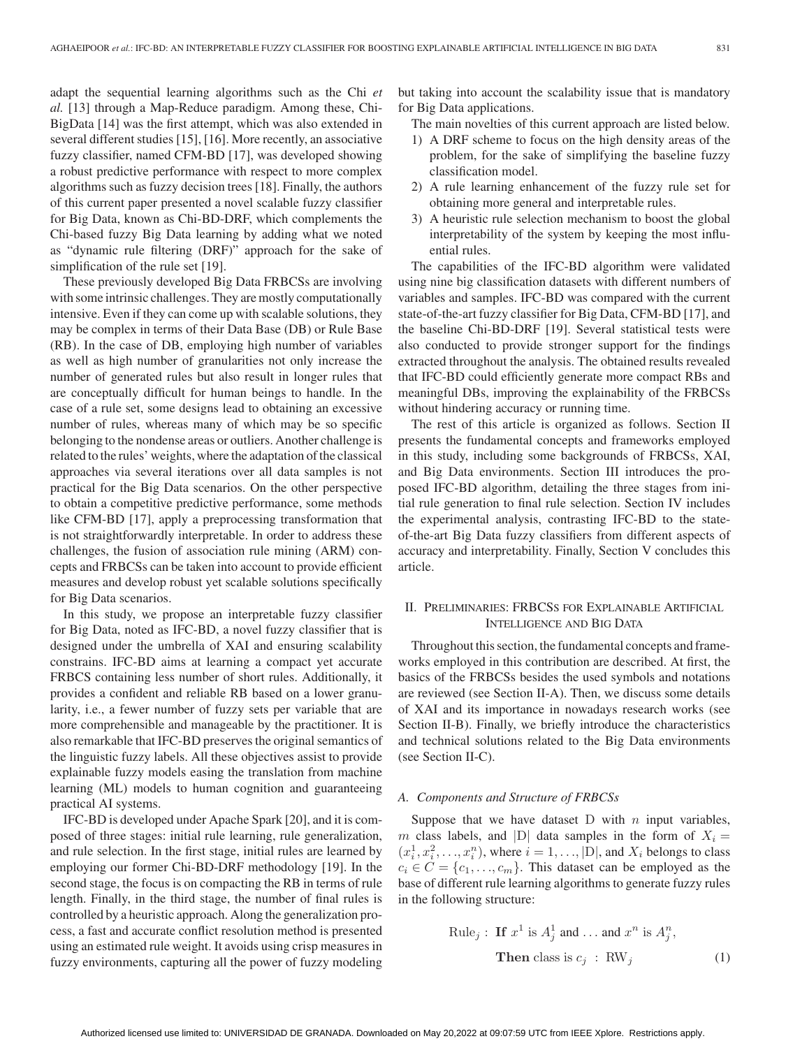adapt the sequential learning algorithms such as the Chi *et al.* [13] through a Map-Reduce paradigm. Among these, Chi-BigData [14] was the first attempt, which was also extended in several different studies [15], [16]. More recently, an associative fuzzy classifier, named CFM-BD [17], was developed showing a robust predictive performance with respect to more complex algorithms such as fuzzy decision trees [18]. Finally, the authors of this current paper presented a novel scalable fuzzy classifier for Big Data, known as Chi-BD-DRF, which complements the Chi-based fuzzy Big Data learning by adding what we noted as "dynamic rule filtering (DRF)" approach for the sake of simplification of the rule set [19].

These previously developed Big Data FRBCSs are involving with some intrinsic challenges. They are mostly computationally intensive. Even if they can come up with scalable solutions, they may be complex in terms of their Data Base (DB) or Rule Base (RB). In the case of DB, employing high number of variables as well as high number of granularities not only increase the number of generated rules but also result in longer rules that are conceptually difficult for human beings to handle. In the case of a rule set, some designs lead to obtaining an excessive number of rules, whereas many of which may be so specific belonging to the nondense areas or outliers. Another challenge is related to the rules' weights, where the adaptation of the classical approaches via several iterations over all data samples is not practical for the Big Data scenarios. On the other perspective to obtain a competitive predictive performance, some methods like CFM-BD [17], apply a preprocessing transformation that is not straightforwardly interpretable. In order to address these challenges, the fusion of association rule mining (ARM) concepts and FRBCSs can be taken into account to provide efficient measures and develop robust yet scalable solutions specifically for Big Data scenarios.

In this study, we propose an interpretable fuzzy classifier for Big Data, noted as IFC-BD, a novel fuzzy classifier that is designed under the umbrella of XAI and ensuring scalability constrains. IFC-BD aims at learning a compact yet accurate FRBCS containing less number of short rules. Additionally, it provides a confident and reliable RB based on a lower granularity, i.e., a fewer number of fuzzy sets per variable that are more comprehensible and manageable by the practitioner. It is also remarkable that IFC-BD preserves the original semantics of the linguistic fuzzy labels. All these objectives assist to provide explainable fuzzy models easing the translation from machine learning (ML) models to human cognition and guaranteeing practical AI systems.

IFC-BD is developed under Apache Spark [20], and it is composed of three stages: initial rule learning, rule generalization, and rule selection. In the first stage, initial rules are learned by employing our former Chi-BD-DRF methodology [19]. In the second stage, the focus is on compacting the RB in terms of rule length. Finally, in the third stage, the number of final rules is controlled by a heuristic approach. Along the generalization process, a fast and accurate conflict resolution method is presented using an estimated rule weight. It avoids using crisp measures in fuzzy environments, capturing all the power of fuzzy modeling but taking into account the scalability issue that is mandatory for Big Data applications.

The main novelties of this current approach are listed below.

1) A DRF scheme to focus on the high density areas of the problem, for the sake of simplifying the baseline fuzzy classification model.
2) A rule learning enhancement of the fuzzy rule set for obtaining more general and interpretable rules.
3) A heuristic rule selection mechanism to boost the global interpretability of the system by keeping the most influential rules.

The capabilities of the IFC-BD algorithm were validated using nine big classification datasets with different numbers of variables and samples. IFC-BD was compared with the current state-of-the-art fuzzy classifier for Big Data, CFM-BD [17], and the baseline Chi-BD-DRF [19]. Several statistical tests were also conducted to provide stronger support for the findings extracted throughout the analysis. The obtained results revealed that IFC-BD could efficiently generate more compact RBs and meaningful DBs, improving the explainability of the FRBCSs without hindering accuracy or running time.

The rest of this article is organized as follows. Section II presents the fundamental concepts and frameworks employed in this study, including some backgrounds of FRBCSs, XAI, and Big Data environments. Section III introduces the proposed IFC-BD algorithm, detailing the three stages from initial rule generation to final rule selection. Section IV includes the experimental analysis, contrasting IFC-BD to the state-of-the-art Big Data fuzzy classifiers from different aspects of accuracy and interpretability. Finally, Section V concludes this article.

## II. Preliminaries: FRBCSs for Explainable Artificial Intelligence and Big Data

Throughout this section, the fundamental concepts and frameworks employed in this contribution are described. At first, the basics of the FRBCSs besides the used symbols and notations are reviewed (see Section II-A). Then, we discuss some details of XAI and its importance in nowadays research works (see Section II-B). Finally, we briefly introduce the characteristics and technical solutions related to the Big Data environments (see Section II-C).

### *A. Components and Structure of FRBCSs*

Suppose that we have dataset D with $n$ input variables, $m$ class labels, and $|\mathrm{D}|$ data samples in the form of $X_i = (x_i^1, x_i^2, \ldots, x_i^n)$, where $i = 1, \ldots, |\mathrm{D}|$, and $X_i$ belongs to class $c_i \in C = \{c_1, \ldots, c_m\}$. This dataset can be employed as the base of different rule learning algorithms to generate fuzzy rules in the following structure:

$$\text{Rule}_j : \textbf{If } x^1 \text{ is } A_j^1 \text{ and } \ldots \text{ and } x^n \text{ is } A_j^n, \quad \textbf{Then} \text{ class is } c_j \ : \ \text{RW}_j \tag{1}$$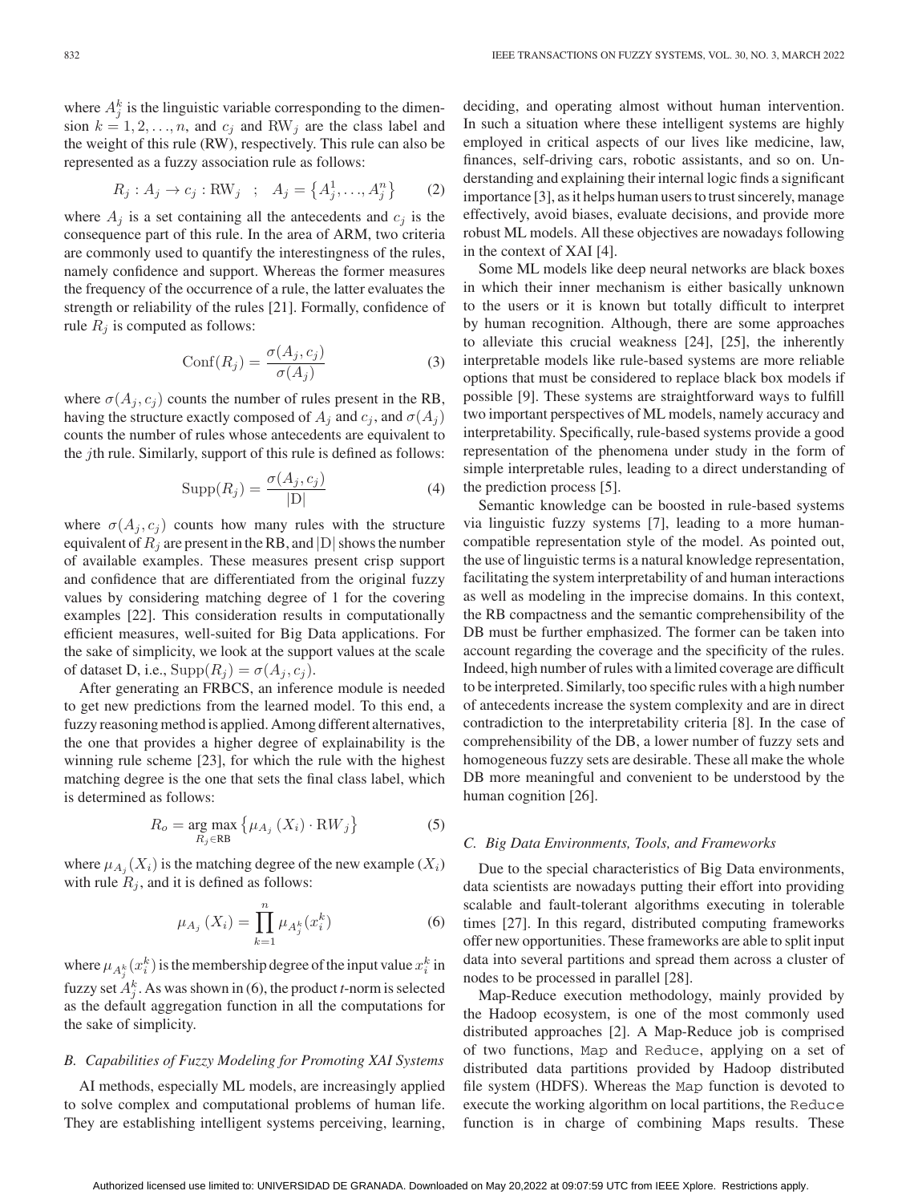where $A_j^k$ is the linguistic variable corresponding to the dimension $k = 1, 2, \ldots, n$, and $c_j$ and $\mathrm{RW}_j$ are the class label and the weight of this rule (RW), respectively. This rule can also be represented as a fuzzy association rule as follows:

$$R_j : A_j \rightarrow c_j : \mathrm{RW}_j \quad ; \quad A_j = \left\{A_j^1, \ldots, A_j^n\right\} \tag{2}$$

where $A_j$ is a set containing all the antecedents and $c_j$ is the consequence part of this rule. In the area of ARM, two criteria are commonly used to quantify the interestingness of the rules, namely confidence and support. Whereas the former measures the frequency of the occurrence of a rule, the latter evaluates the strength or reliability of the rules [21]. Formally, confidence of rule $R_j$ is computed as follows:

$$\mathrm{Conf}(R_j) = \frac{\sigma(A_j, c_j)}{\sigma(A_j)} \tag{3}$$

where $\sigma(A_j, c_j)$ counts the number of rules present in the RB, having the structure exactly composed of $A_j$ and $c_j$, and $\sigma(A_j)$ counts the number of rules whose antecedents are equivalent to the $j$th rule. Similarly, support of this rule is defined as follows:

$$\mathrm{Supp}(R_j) = \frac{\sigma(A_j, c_j)}{|\mathrm{D}|} \tag{4}$$

where $\sigma(A_j, c_j)$ counts how many rules with the structure equivalent of $R_j$ are present in the RB, and $|\mathrm{D}|$ shows the number of available examples. These measures present crisp support and confidence that are differentiated from the original fuzzy values by considering matching degree of 1 for the covering examples [22]. This consideration results in computationally efficient measures, well-suited for Big Data applications. For the sake of simplicity, we look at the support values at the scale of dataset D, i.e., $\mathrm{Supp}(R_j) = \sigma(A_j, c_j)$.

After generating an FRBCS, an inference module is needed to get new predictions from the learned model. To this end, a fuzzy reasoning method is applied. Among different alternatives, the one that provides a higher degree of explainability is the winning rule scheme [23], for which the rule with the highest matching degree is the one that sets the final class label, which is determined as follows:

$$R_o = \underset{R_j \in \mathrm{RB}}{\arg\max} \left\{\mu_{A_j}(X_i) \cdot \mathrm{RW}_j\right\} \tag{5}$$

where $\mu_{A_j}(X_i)$ is the matching degree of the new example $(X_i)$ with rule $R_j$, and it is defined as follows:

$$\mu_{A_j}(X_i) = \prod_{k=1}^{n} \mu_{A_j^k}(x_i^k) \tag{6}$$

where $\mu_{A_j^k}(x_i^k)$ is the membership degree of the input value $x_i^k$ in fuzzy set $A_j^k$. As was shown in (6), the product *t*-norm is selected as the default aggregation function in all the computations for the sake of simplicity.

### B. Capabilities of Fuzzy Modeling for Promoting XAI Systems

AI methods, especially ML models, are increasingly applied to solve complex and computational problems of human life. They are establishing intelligent systems perceiving, learning, deciding, and operating almost without human intervention. In such a situation where these intelligent systems are highly employed in critical aspects of our lives like medicine, law, finances, self-driving cars, robotic assistants, and so on. Understanding and explaining their internal logic finds a significant importance [3], as it helps human users to trust sincerely, manage effectively, avoid biases, evaluate decisions, and provide more robust ML models. All these objectives are nowadays following in the context of XAI [4].

Some ML models like deep neural networks are black boxes in which their inner mechanism is either basically unknown to the users or it is known but totally difficult to interpret by human recognition. Although, there are some approaches to alleviate this crucial weakness [24], [25], the inherently interpretable models like rule-based systems are more reliable options that must be considered to replace black box models if possible [9]. These systems are straightforward ways to fulfill two important perspectives of ML models, namely accuracy and interpretability. Specifically, rule-based systems provide a good representation of the phenomena under study in the form of simple interpretable rules, leading to a direct understanding of the prediction process [5].

Semantic knowledge can be boosted in rule-based systems via linguistic fuzzy systems [7], leading to a more human-compatible representation style of the model. As pointed out, the use of linguistic terms is a natural knowledge representation, facilitating the system interpretability of and human interactions as well as modeling in the imprecise domains. In this context, the RB compactness and the semantic comprehensibility of the DB must be further emphasized. The former can be taken into account regarding the coverage and the specificity of the rules. Indeed, high number of rules with a limited coverage are difficult to be interpreted. Similarly, too specific rules with a high number of antecedents increase the system complexity and are in direct contradiction to the interpretability criteria [8]. In the case of comprehensibility of the DB, a lower number of fuzzy sets and homogeneous fuzzy sets are desirable. These all make the whole DB more meaningful and convenient to be understood by the human cognition [26].

### C. Big Data Environments, Tools, and Frameworks

Due to the special characteristics of Big Data environments, data scientists are nowadays putting their effort into providing scalable and fault-tolerant algorithms executing in tolerable times [27]. In this regard, distributed computing frameworks offer new opportunities. These frameworks are able to split input data into several partitions and spread them across a cluster of nodes to be processed in parallel [28].

Map-Reduce execution methodology, mainly provided by the Hadoop ecosystem, is one of the most commonly used distributed approaches [2]. A Map-Reduce job is comprised of two functions, `Map` and `Reduce`, applying on a set of distributed data partitions provided by Hadoop distributed file system (HDFS). Whereas the `Map` function is devoted to execute the working algorithm on local partitions, the `Reduce` function is in charge of combining Maps results. These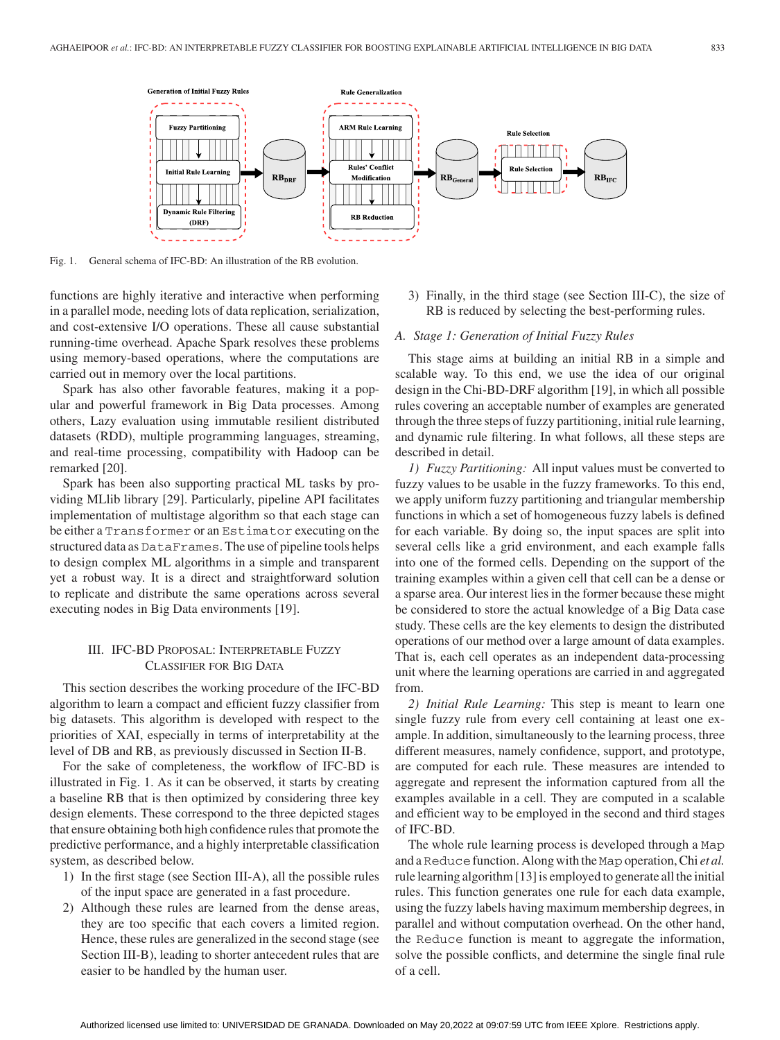Fig. 1. General schema of IFC-BD: An illustration of the RB evolution.

functions are highly iterative and interactive when performing in a parallel mode, needing lots of data replication, serialization, and cost-extensive I/O operations. These all cause substantial running-time overhead. Apache Spark resolves these problems using memory-based operations, where the computations are carried out in memory over the local partitions.

Spark has also other favorable features, making it a popular and powerful framework in Big Data processes. Among others, Lazy evaluation using immutable resilient distributed datasets (RDD), multiple programming languages, streaming, and real-time processing, compatibility with Hadoop can be remarked [20].

Spark has been also supporting practical ML tasks by providing MLlib library [29]. Particularly, pipeline API facilitates implementation of multistage algorithm so that each stage can be either a `Transformer` or an `Estimator` executing on the structured data as `DataFrames`. The use of pipeline tools helps to design complex ML algorithms in a simple and transparent yet a robust way. It is a direct and straightforward solution to replicate and distribute the same operations across several executing nodes in Big Data environments [19].

# III. IFC-BD Proposal: Interpretable Fuzzy Classifier for Big Data

This section describes the working procedure of the IFC-BD algorithm to learn a compact and efficient fuzzy classifier from big datasets. This algorithm is developed with respect to the priorities of XAI, especially in terms of interpretability at the level of DB and RB, as previously discussed in Section II-B.

For the sake of completeness, the workflow of IFC-BD is illustrated in Fig. 1. As it can be observed, it starts by creating a baseline RB that is then optimized by considering three key design elements. These correspond to the three depicted stages that ensure obtaining both high confidence rules that promote the predictive performance, and a highly interpretable classification system, as described below.

1) In the first stage (see Section III-A), all the possible rules of the input space are generated in a fast procedure.
2) Although these rules are learned from the dense areas, they are too specific that each covers a limited region. Hence, these rules are generalized in the second stage (see Section III-B), leading to shorter antecedent rules that are easier to be handled by the human user.
3) Finally, in the third stage (see Section III-C), the size of RB is reduced by selecting the best-performing rules.

## A. Stage 1: Generation of Initial Fuzzy Rules

This stage aims at building an initial RB in a simple and scalable way. To this end, we use the idea of our original design in the Chi-BD-DRF algorithm [19], in which all possible rules covering an acceptable number of examples are generated through the three steps of fuzzy partitioning, initial rule learning, and dynamic rule filtering. In what follows, all these steps are described in detail.

*1) Fuzzy Partitioning:* All input values must be converted to fuzzy values to be usable in the fuzzy frameworks. To this end, we apply uniform fuzzy partitioning and triangular membership functions in which a set of homogeneous fuzzy labels is defined for each variable. By doing so, the input spaces are split into several cells like a grid environment, and each example falls into one of the formed cells. Depending on the support of the training examples within a given cell that cell can be a dense or a sparse area. Our interest lies in the former because these might be considered to store the actual knowledge of a Big Data case study. These cells are the key elements to design the distributed operations of our method over a large amount of data examples. That is, each cell operates as an independent data-processing unit where the learning operations are carried in and aggregated from.

*2) Initial Rule Learning:* This step is meant to learn one single fuzzy rule from every cell containing at least one example. In addition, simultaneously to the learning process, three different measures, namely confidence, support, and prototype, are computed for each rule. These measures are intended to aggregate and represent the information captured from all the examples available in a cell. They are computed in a scalable and efficient way to be employed in the second and third stages of IFC-BD.

The whole rule learning process is developed through a `Map` and a `Reduce` function. Along with the `Map` operation, Chi *et al.* rule learning algorithm [13] is employed to generate all the initial rules. This function generates one rule for each data example, using the fuzzy labels having maximum membership degrees, in parallel and without computation overhead. On the other hand, the `Reduce` function is meant to aggregate the information, solve the possible conflicts, and determine the single final rule of a cell.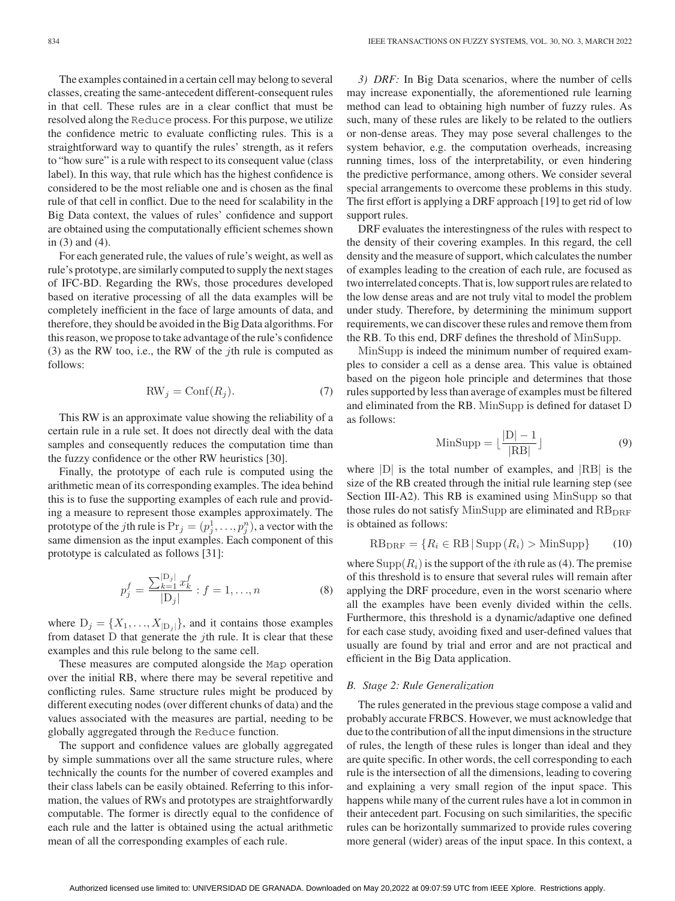The examples contained in a certain cell may belong to several classes, creating the same-antecedent different-consequent rules in that cell. These rules are in a clear conflict that must be resolved along the Reduce process. For this purpose, we utilize the confidence metric to evaluate conflicting rules. This is a straightforward way to quantify the rules' strength, as it refers to "how sure" is a rule with respect to its consequent value (class label). In this way, that rule which has the highest confidence is considered to be the most reliable one and is chosen as the final rule of that cell in conflict. Due to the need for scalability in the Big Data context, the values of rules' confidence and support are obtained using the computationally efficient schemes shown in (3) and (4).

For each generated rule, the values of rule's weight, as well as rule's prototype, are similarly computed to supply the next stages of IFC-BD. Regarding the RWs, those procedures developed based on iterative processing of all the data examples will be completely inefficient in the face of large amounts of data, and therefore, they should be avoided in the Big Data algorithms. For this reason, we propose to take advantage of the rule's confidence (3) as the RW too, i.e., the RW of the $j$th rule is computed as follows:

$$\mathrm{RW}_j = \mathrm{Conf}(R_j). \tag{7}$$

This RW is an approximate value showing the reliability of a certain rule in a rule set. It does not directly deal with the data samples and consequently reduces the computation time than the fuzzy confidence or the other RW heuristics [30].

Finally, the prototype of each rule is computed using the arithmetic mean of its corresponding examples. The idea behind this is to fuse the supporting examples of each rule and providing a measure to represent those examples approximately. The prototype of the $j$th rule is $\mathrm{Pr}_j = (p_j^1, \ldots, p_j^n)$, a vector with the same dimension as the input examples. Each component of this prototype is calculated as follows [31]:

$$p_j^f = \frac{\sum_{k=1}^{|\mathrm{D}_j|} x_k^f}{|\mathrm{D}_j|} : f = 1, \ldots, n \tag{8}$$

where $\mathrm{D}_j = \{X_1, \ldots, X_{|\mathrm{D}_j|}\}$, and it contains those examples from dataset D that generate the $j$th rule. It is clear that these examples and this rule belong to the same cell.

These measures are computed alongside the Map operation over the initial RB, where there may be several repetitive and conflicting rules. Same structure rules might be produced by different executing nodes (over different chunks of data) and the values associated with the measures are partial, needing to be globally aggregated through the Reduce function.

The support and confidence values are globally aggregated by simple summations over all the same structure rules, where technically the counts for the number of covered examples and their class labels can be easily obtained. Referring to this information, the values of RWs and prototypes are straightforwardly computable. The former is directly equal to the confidence of each rule and the latter is obtained using the actual arithmetic mean of all the corresponding examples of each rule.

*3) DRF:* In Big Data scenarios, where the number of cells may increase exponentially, the aforementioned rule learning method can lead to obtaining high number of fuzzy rules. As such, many of these rules are likely to be related to the outliers or non-dense areas. They may pose several challenges to the system behavior, e.g. the computation overheads, increasing running times, loss of the interpretability, or even hindering the predictive performance, among others. We consider several special arrangements to overcome these problems in this study. The first effort is applying a DRF approach [19] to get rid of low support rules.

DRF evaluates the interestingness of the rules with respect to the density of their covering examples. In this regard, the cell density and the measure of support, which calculates the number of examples leading to the creation of each rule, are focused as two interrelated concepts. That is, low support rules are related to the low dense areas and are not truly vital to model the problem under study. Therefore, by determining the minimum support requirements, we can discover these rules and remove them from the RB. To this end, DRF defines the threshold of MinSupp.

MinSupp is indeed the minimum number of required examples to consider a cell as a dense area. This value is obtained based on the pigeon hole principle and determines that those rules supported by less than average of examples must be filtered and eliminated from the RB. MinSupp is defined for dataset D as follows:

$$\mathrm{MinSupp} = \lfloor \frac{|\mathrm{D}| - 1}{|\mathrm{RB}|} \rfloor \tag{9}$$

where $|\mathrm{D}|$ is the total number of examples, and $|\mathrm{RB}|$ is the size of the RB created through the initial rule learning step (see Section III-A2). This RB is examined using MinSupp so that those rules do not satisfy MinSupp are eliminated and $\mathrm{RB}_{\mathrm{DRF}}$ is obtained as follows:

$$\mathrm{RB}_{\mathrm{DRF}} = \{R_i \in \mathrm{RB} \,|\, \mathrm{Supp}\,(R_i) > \mathrm{MinSupp}\} \tag{10}$$

where $\mathrm{Supp}(R_i)$ is the support of the $i$th rule as (4). The premise of this threshold is to ensure that several rules will remain after applying the DRF procedure, even in the worst scenario where all the examples have been evenly divided within the cells. Furthermore, this threshold is a dynamic/adaptive one defined for each case study, avoiding fixed and user-defined values that usually are found by trial and error and are not practical and efficient in the Big Data application.

### B. Stage 2: Rule Generalization

The rules generated in the previous stage compose a valid and probably accurate FRBCS. However, we must acknowledge that due to the contribution of all the input dimensions in the structure of rules, the length of these rules is longer than ideal and they are quite specific. In other words, the cell corresponding to each rule is the intersection of all the dimensions, leading to covering and explaining a very small region of the input space. This happens while many of the current rules have a lot in common in their antecedent part. Focusing on such similarities, the specific rules can be horizontally summarized to provide rules covering more general (wider) areas of the input space. In this context, a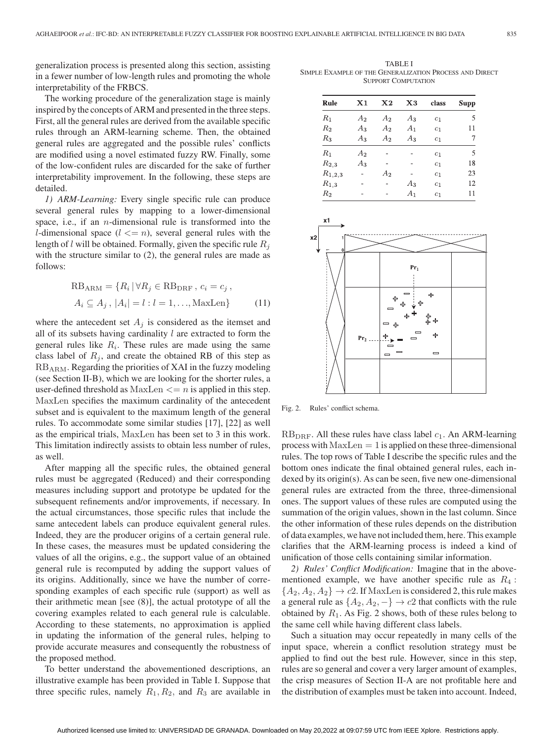generalization process is presented along this section, assisting in a fewer number of low-length rules and promoting the whole interpretability of the FRBCS.

The working procedure of the generalization stage is mainly inspired by the concepts of ARM and presented in the three steps. First, all the general rules are derived from the available specific rules through an ARM-learning scheme. Then, the obtained general rules are aggregated and the possible rules' conflicts are modified using a novel estimated fuzzy RW. Finally, some of the low-confident rules are discarded for the sake of further interpretability improvement. In the following, these steps are detailed.

*1) ARM-Learning:* Every single specific rule can produce several general rules by mapping to a lower-dimensional space, i.e., if an $n$-dimensional rule is transformed into the $l$-dimensional space ($l <= n$), several general rules with the length of $l$ will be obtained. Formally, given the specific rule $R_j$ with the structure similar to (2), the general rules are made as follows:

$$\mathrm{RB}_{\mathrm{ARM}} = \{R_i \,|\, \forall R_j \in \mathrm{RB}_{\mathrm{DRF}}\,,\, c_i = c_j\,,\\ A_i \subseteq A_j\,,\, |A_i| = l : l = 1, \ldots, \mathrm{MaxLen}\} \tag{11}$$

where the antecedent set $A_j$ is considered as the itemset and all of its subsets having cardinality $l$ are extracted to form the general rules like $R_i$. These rules are made using the same class label of $R_j$, and create the obtained RB of this step as $\mathrm{RB}_{\mathrm{ARM}}$. Regarding the priorities of XAI in the fuzzy modeling (see Section II-B), which we are looking for the shorter rules, a user-defined threshold as $\mathrm{MaxLen} <= n$ is applied in this step. MaxLen specifies the maximum cardinality of the antecedent subset and is equivalent to the maximum length of the general rules. To accommodate some similar studies [17], [22] as well as the empirical trials, MaxLen has been set to 3 in this work. This limitation indirectly assists to obtain less number of rules, as well.

After mapping all the specific rules, the obtained general rules must be aggregated (Reduced) and their corresponding measures including support and prototype be updated for the subsequent refinements and/or improvements, if necessary. In the actual circumstances, those specific rules that include the same antecedent labels can produce equivalent general rules. Indeed, they are the producer origins of a certain general rule. In these cases, the measures must be updated considering the values of all the origins, e.g., the support value of an obtained general rule is recomputed by adding the support values of its origins. Additionally, since we have the number of corresponding examples of each specific rule (support) as well as their arithmetic mean [see (8)], the actual prototype of all the covering examples related to each general rule is calculable. According to these statements, no approximation is applied in updating the information of the general rules, helping to provide accurate measures and consequently the robustness of the proposed method.

To better understand the abovementioned descriptions, an illustrative example has been provided in Table I. Suppose that three specific rules, namely $R_1, R_2$, and $R_3$ are available in $\mathrm{RB}_{\mathrm{DRF}}$. All these rules have class label $c_1$. An ARM-learning process with $\mathrm{MaxLen} = 1$ is applied on these three-dimensional rules. The top rows of Table I describe the specific rules and the bottom ones indicate the final obtained general rules, each indexed by its origin(s). As can be seen, five new one-dimensional general rules are extracted from the three, three-dimensional ones. The support values of these rules are computed using the summation of the origin values, shown in the last column. Since the other information of these rules depends on the distribution of data examples, we have not included them, here. This example clarifies that the ARM-learning process is indeed a kind of unification of those cells containing similar information.

*2) Rules' Conflict Modification:* Imagine that in the above-mentioned example, we have another specific rule as $R_4$ : $\{A_2, A_2, A_2\} \rightarrow c2$. If MaxLen is considered 2, this rule makes a general rule as $\{A_2, A_2, -\} \rightarrow c2$ that conflicts with the rule obtained by $R_1$. As Fig. 2 shows, both of these rules belong to the same cell while having different class labels.

Such a situation may occur repeatedly in many cells of the input space, wherein a conflict resolution strategy must be applied to find out the best rule. However, since in this step, rules are so general and cover a very larger amount of examples, the crisp measures of Section II-A are not profitable here and the distribution of examples must be taken into account. Indeed,

TABLE I
SIMPLE EXAMPLE OF THE GENERALIZATION PROCESS AND DIRECT SUPPORT COMPUTATION

| Rule | X1 | X2 | X3 | class | Supp |
|---|---|---|---|---|---|
| $R_1$ | $A_2$ | $A_2$ | $A_3$ | $c_1$ | 5 |
| $R_2$ | $A_3$ | $A_2$ | $A_1$ | $c_1$ | 11 |
| $R_3$ | $A_3$ | $A_2$ | $A_3$ | $c_1$ | 7 |
| $R_1$ | $A_2$ | - | - | $c_1$ | 5 |
| $R_{2,3}$ | $A_3$ | - | - | $c_1$ | 18 |
| $R_{1,2,3}$ | - | $A_2$ | - | $c_1$ | 23 |
| $R_{1,3}$ | - | - | $A_3$ | $c_1$ | 12 |
| $R_2$ | - | - | $A_1$ | $c_1$ | 11 |

Fig. 2. Rules' conflict schema.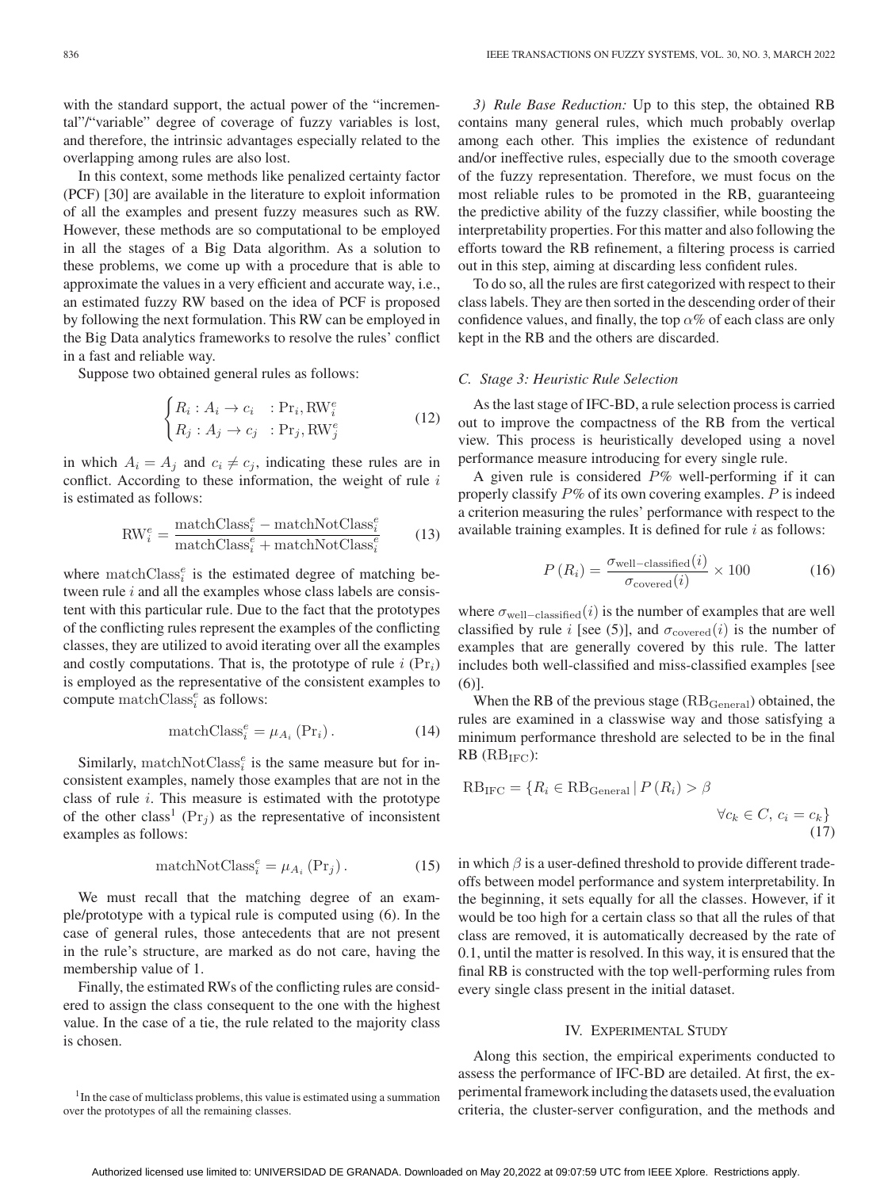with the standard support, the actual power of the "incremental"/"variable" degree of coverage of fuzzy variables is lost, and therefore, the intrinsic advantages especially related to the overlapping among rules are also lost.

In this context, some methods like penalized certainty factor (PCF) [30] are available in the literature to exploit information of all the examples and present fuzzy measures such as RW. However, these methods are so computational to be employed in all the stages of a Big Data algorithm. As a solution to these problems, we come up with a procedure that is able to approximate the values in a very efficient and accurate way, i.e., an estimated fuzzy RW based on the idea of PCF is proposed by following the next formulation. This RW can be employed in the Big Data analytics frameworks to resolve the rules' conflict in a fast and reliable way.

Suppose two obtained general rules as follows:

$$\begin{cases} R_i : A_i \rightarrow c_i & : \mathrm{Pr}_i, \mathrm{RW}_i^e \\ R_j : A_j \rightarrow c_j & : \mathrm{Pr}_j, \mathrm{RW}_j^e \end{cases} \tag{12}$$

in which $A_i = A_j$ and $c_i \neq c_j$, indicating these rules are in conflict. According to these information, the weight of rule $i$ is estimated as follows:

$$\mathrm{RW}_i^e = \frac{\mathrm{matchClass}_i^e - \mathrm{matchNotClass}_i^e}{\mathrm{matchClass}_i^e + \mathrm{matchNotClass}_i^e} \tag{13}$$

where $\mathrm{matchClass}_i^e$ is the estimated degree of matching between rule $i$ and all the examples whose class labels are consistent with this particular rule. Due to the fact that the prototypes of the conflicting rules represent the examples of the conflicting classes, they are utilized to avoid iterating over all the examples and costly computations. That is, the prototype of rule $i$ ($\mathrm{Pr}_i$) is employed as the representative of the consistent examples to compute $\mathrm{matchClass}_i^e$ as follows:

$$\mathrm{matchClass}_i^e = \mu_{A_i}(\mathrm{Pr}_i). \tag{14}$$

Similarly, $\mathrm{matchNotClass}_i^e$ is the same measure but for inconsistent examples, namely those examples that are not in the class of rule $i$. This measure is estimated with the prototype of the other class[1] ($\mathrm{Pr}_j$) as the representative of inconsistent examples as follows:

$$\mathrm{matchNotClass}_i^e = \mu_{A_i}(\mathrm{Pr}_j). \tag{15}$$

We must recall that the matching degree of an example/prototype with a typical rule is computed using (6). In the case of general rules, those antecedents that are not present in the rule's structure, are marked as do not care, having the membership value of 1.

Finally, the estimated RWs of the conflicting rules are considered to assign the class consequent to the one with the highest value. In the case of a tie, the rule related to the majority class is chosen.

[1] In the case of multiclass problems, this value is estimated using a summation over the prototypes of all the remaining classes.

*3) Rule Base Reduction:* Up to this step, the obtained RB contains many general rules, which much probably overlap among each other. This implies the existence of redundant and/or ineffective rules, especially due to the smooth coverage of the fuzzy representation. Therefore, we must focus on the most reliable rules to be promoted in the RB, guaranteeing the predictive ability of the fuzzy classifier, while boosting the interpretability properties. For this matter and also following the efforts toward the RB refinement, a filtering process is carried out in this step, aiming at discarding less confident rules.

To do so, all the rules are first categorized with respect to their class labels. They are then sorted in the descending order of their confidence values, and finally, the top $\alpha$% of each class are only kept in the RB and the others are discarded.

### C. Stage 3: Heuristic Rule Selection

As the last stage of IFC-BD, a rule selection process is carried out to improve the compactness of the RB from the vertical view. This process is heuristically developed using a novel performance measure introducing for every single rule.

A given rule is considered $P$% well-performing if it can properly classify $P$% of its own covering examples. $P$ is indeed a criterion measuring the rules' performance with respect to the available training examples. It is defined for rule $i$ as follows:

$$P(R_i) = \frac{\sigma_{\mathrm{well-classified}}(i)}{\sigma_{\mathrm{covered}}(i)} \times 100 \tag{16}$$

where $\sigma_{\mathrm{well-classified}}(i)$ is the number of examples that are well classified by rule $i$ [see (5)], and $\sigma_{\mathrm{covered}}(i)$ is the number of examples that are generally covered by this rule. The latter includes both well-classified and miss-classified examples [see (6)].

When the RB of the previous stage ($\mathrm{RB}_{\mathrm{General}}$) obtained, the rules are examined in a classwise way and those satisfying a minimum performance threshold are selected to be in the final RB ($\mathrm{RB}_{\mathrm{IFC}}$):

$$\mathrm{RB}_{\mathrm{IFC}} = \{R_i \in \mathrm{RB}_{\mathrm{General}} \,|\, P(R_i) > \beta \quad \forall c_k \in C,\, c_i = c_k\} \tag{17}$$

in which $\beta$ is a user-defined threshold to provide different trade-offs between model performance and system interpretability. In the beginning, it sets equally for all the classes. However, if it would be too high for a certain class so that all the rules of that class are removed, it is automatically decreased by the rate of 0.1, until the matter is resolved. In this way, it is ensured that the final RB is constructed with the top well-performing rules from every single class present in the initial dataset.

## IV. Experimental Study

Along this section, the empirical experiments conducted to assess the performance of IFC-BD are detailed. At first, the experimental framework including the datasets used, the evaluation criteria, the cluster-server configuration, and the methods and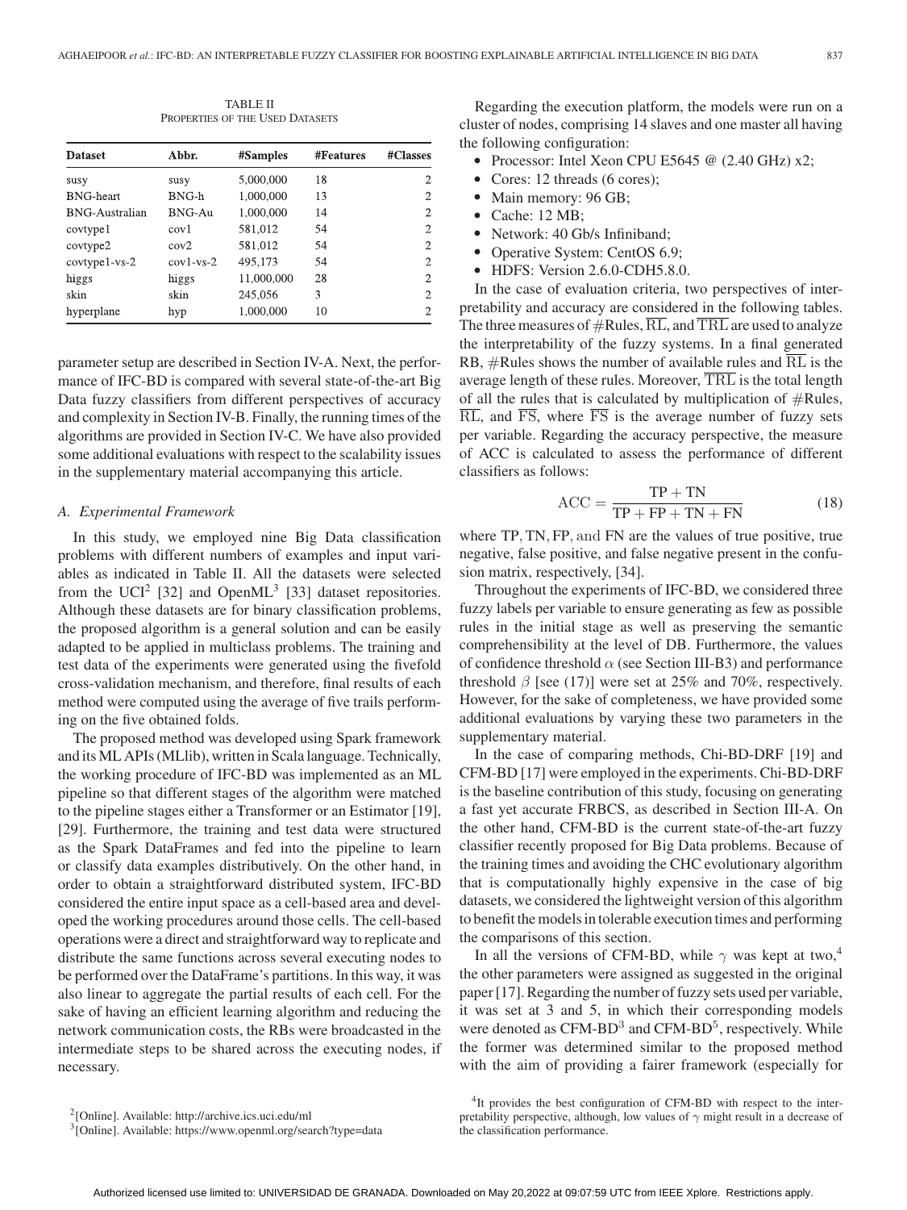TABLE II
PROPERTIES OF THE USED DATASETS

| Dataset | Abbr. | #Samples | #Features | #Classes |
|---|---|---|---|---|
| susy | susy | 5,000,000 | 18 | 2 |
| BNG-heart | BNG-h | 1,000,000 | 13 | 2 |
| BNG-Australian | BNG-Au | 1,000,000 | 14 | 2 |
| covtype1 | cov1 | 581,012 | 54 | 2 |
| covtype2 | cov2 | 581,012 | 54 | 2 |
| covtype1-vs-2 | cov1-vs-2 | 495,173 | 54 | 2 |
| higgs | higgs | 11,000,000 | 28 | 2 |
| skin | skin | 245,056 | 3 | 2 |
| hyperplane | hyp | 1,000,000 | 10 | 2 |

parameter setup are described in Section IV-A. Next, the performance of IFC-BD is compared with several state-of-the-art Big Data fuzzy classifiers from different perspectives of accuracy and complexity in Section IV-B. Finally, the running times of the algorithms are provided in Section IV-C. We have also provided some additional evaluations with respect to the scalability issues in the supplementary material accompanying this article.

### A. Experimental Framework

In this study, we employed nine Big Data classification problems with different numbers of examples and input variables as indicated in Table II. All the datasets were selected from the UCI[2] [32] and OpenML[3] [33] dataset repositories. Although these datasets are for binary classification problems, the proposed algorithm is a general solution and can be easily adapted to be applied in multiclass problems. The training and test data of the experiments were generated using the fivefold cross-validation mechanism, and therefore, final results of each method were computed using the average of five trails performing on the five obtained folds.

The proposed method was developed using Spark framework and its ML APIs (MLlib), written in Scala language. Technically, the working procedure of IFC-BD was implemented as an ML pipeline so that different stages of the algorithm were matched to the pipeline stages either a Transformer or an Estimator [19], [29]. Furthermore, the training and test data were structured as the Spark DataFrames and fed into the pipeline to learn or classify data examples distributively. On the other hand, in order to obtain a straightforward distributed system, IFC-BD considered the entire input space as a cell-based area and developed the working procedures around those cells. The cell-based operations were a direct and straightforward way to replicate and distribute the same functions across several executing nodes to be performed over the DataFrame's partitions. In this way, it was also linear to aggregate the partial results of each cell. For the sake of having an efficient learning algorithm and reducing the network communication costs, the RBs were broadcasted in the intermediate steps to be shared across the executing nodes, if necessary.

Regarding the execution platform, the models were run on a cluster of nodes, comprising 14 slaves and one master all having the following configuration:

- Processor: Intel Xeon CPU E5645 @ (2.40 GHz) x2;
- Cores: 12 threads (6 cores);
- Main memory: 96 GB;
- Cache: 12 MB;
- Network: 40 Gb/s Infiniband;
- Operative System: CentOS 6.9;
- HDFS: Version 2.6.0-CDH5.8.0.

In the case of evaluation criteria, two perspectives of interpretability and accuracy are considered in the following tables. The three measures of #Rules, $\overline{\mathrm{RL}}$, and $\overline{\mathrm{TRL}}$ are used to analyze the interpretability of the fuzzy systems. In a final generated RB, #Rules shows the number of available rules and $\overline{\mathrm{RL}}$ is the average length of these rules. Moreover, $\overline{\mathrm{TRL}}$ is the total length of all the rules that is calculated by multiplication of #Rules, $\overline{\mathrm{RL}}$, and $\overline{\mathrm{FS}}$, where $\overline{\mathrm{FS}}$ is the average number of fuzzy sets per variable. Regarding the accuracy perspective, the measure of ACC is calculated to assess the performance of different classifiers as follows:

$$\mathrm{ACC} = \frac{\mathrm{TP} + \mathrm{TN}}{\mathrm{TP} + \mathrm{FP} + \mathrm{TN} + \mathrm{FN}} \tag{18}$$

where $\mathrm{TP}, \mathrm{TN}, \mathrm{FP}, \text{and } \mathrm{FN}$ are the values of true positive, true negative, false positive, and false negative present in the confusion matrix, respectively, [34].

Throughout the experiments of IFC-BD, we considered three fuzzy labels per variable to ensure generating as few as possible rules in the initial stage as well as preserving the semantic comprehensibility at the level of DB. Furthermore, the values of confidence threshold $\alpha$ (see Section III-B3) and performance threshold $\beta$ [see (17)] were set at 25% and 70%, respectively. However, for the sake of completeness, we have provided some additional evaluations by varying these two parameters in the supplementary material.

In the case of comparing methods, Chi-BD-DRF [19] and CFM-BD [17] were employed in the experiments. Chi-BD-DRF is the baseline contribution of this study, focusing on generating a fast yet accurate FRBCS, as described in Section III-A. On the other hand, CFM-BD is the current state-of-the-art fuzzy classifier recently proposed for Big Data problems. Because of the training times and avoiding the CHC evolutionary algorithm that is computationally highly expensive in the case of big datasets, we considered the lightweight version of this algorithm to benefit the models in tolerable execution times and performing the comparisons of this section.

In all the versions of CFM-BD, while $\gamma$ was kept at two,[4] the other parameters were assigned as suggested in the original paper [17]. Regarding the number of fuzzy sets used per variable, it was set at 3 and 5, in which their corresponding models were denoted as CFM-BD$^3$ and CFM-BD$^5$, respectively. While the former was determined similar to the proposed method with the aim of providing a fairer framework (especially for

[2][Online]. Available: http://archive.ics.uci.edu/ml

[3][Online]. Available: https://www.openml.org/search?type=data

[4]It provides the best configuration of CFM-BD with respect to the interpretability perspective, although, low values of $\gamma$ might result in a decrease of the classification performance.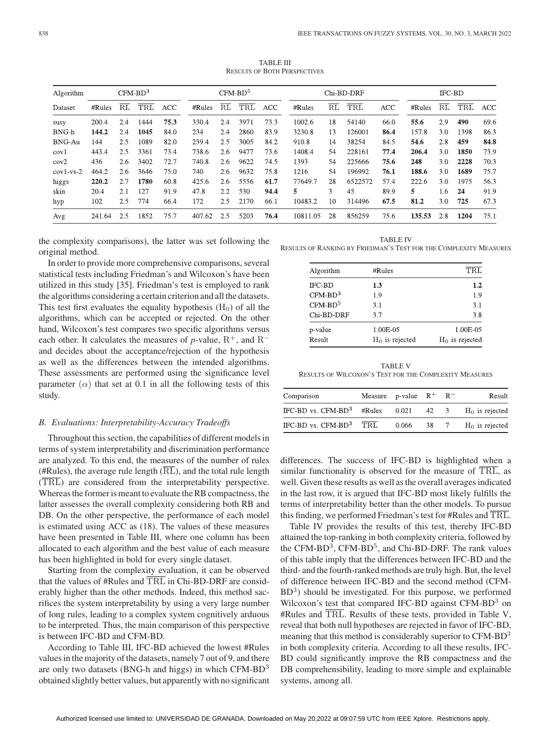TABLE III
RESULTS OF BOTH PERSPECTIVES

| Algorithm | CFM-BD$^3$ | | | | CFM-BD$^5$ | | | | Chi-BD-DRF | | | | IFC-BD | | | |
|---|---|---|---|---|---|---|---|---|---|---|---|---|---|---|---|---|
| Dataset | #Rules | $\overline{\mathrm{RL}}$ | $\overline{\mathrm{TRL}}$ | ACC | #Rules | $\overline{\mathrm{RL}}$ | $\overline{\mathrm{TRL}}$ | ACC | #Rules | $\overline{\mathrm{RL}}$ | $\overline{\mathrm{TRL}}$ | ACC | #Rules | $\overline{\mathrm{RL}}$ | $\overline{\mathrm{TRL}}$ | ACC |
| susy | 200.4 | 2.4 | 1444 | **75.3** | 330.4 | 2.4 | 3971 | 73.3 | 1002.6 | 18 | 54140 | 66.0 | **55.6** | 2.9 | **490** | 69.6 |
| BNG-h | **144.2** | 2.4 | **1045** | 84.0 | 234 | 2.4 | 2860 | 83.9 | 3230.8 | 13 | 126001 | **86.4** | 157.8 | 3.0 | 1398 | 86.3 |
| BNG-Au | 144 | 2.5 | 1089 | 82.0 | 239.4 | 2.5 | 3005 | 84.2 | 910.8 | 14 | 38254 | 84.5 | **54.6** | 2.8 | **459** | **84.8** |
| cov1 | 443.4 | 2.5 | 3361 | 73.4 | 738.6 | 2.6 | 9477 | 73.6 | 1408.4 | 54 | 228161 | **77.4** | **206.4** | 3.0 | **1850** | 73.9 |
| cov2 | 436 | 2.6 | 3402 | 72.7 | 740.8 | 2.6 | 9622 | 74.5 | 1393 | 54 | 225666 | **75.6** | **248** | 3.0 | **2228** | 70.3 |
| cov1-vs-2 | 464.2 | 2.6 | 3646 | 75.0 | 740 | 2.6 | 9632 | 75.8 | 1216 | 54 | 196992 | **76.1** | **188.6** | 3.0 | **1689** | 75.7 |
| higgs | **220.2** | 2.7 | **1780** | 60.8 | 425.6 | 2.6 | 5556 | **61.7** | 77649.7 | 28 | 6522572 | 57.4 | 222.6 | 3.0 | 1975 | 56.3 |
| skin | 20.4 | 2.1 | 127 | 91.9 | 47.8 | 2.2 | 530 | **94.4** | **5** | 3 | 45 | 89.9 | **5** | 1.6 | **24** | 91.9 |
| hyp | 102 | 2.5 | 774 | 66.4 | 172 | 2.5 | 2170 | 66.1 | 10483.2 | 10 | 314496 | **67.5** | **81.2** | 3.0 | **725** | 67.3 |
| Avg | 241.64 | 2.5 | 1852 | 75.7 | 407.62 | 2.5 | 5203 | **76.4** | 10811.05 | 28 | 856259 | 75.6 | **135.53** | 2.8 | **1204** | 75.1 |

the complexity comparisons), the latter was set following the original method.

In order to provide more comprehensive comparisons, several statistical tests including Friedman's and Wilcoxon's have been utilized in this study [35]. Friedman's test is employed to rank the algorithms considering a certain criterion and all the datasets. This test first evaluates the equality hypothesis ($H_0$) of all the algorithms, which can be accepted or rejected. On the other hand, Wilcoxon's test compares two specific algorithms versus each other. It calculates the measures of *p*-value, $R^+$, and $R^-$ and decides about the acceptance/rejection of the hypothesis as well as the differences between the intended algorithms. These assessments are performed using the significance level parameter ($\alpha$) that set at 0.1 in all the following tests of this study.

### *B. Evaluations: Interpretability-Accuracy Tradeoffs*

Throughout this section, the capabilities of different models in terms of system interpretability and discrimination performance are analyzed. To this end, the measures of the number of rules (#Rules), the average rule length ($\overline{\mathrm{RL}}$), and the total rule length ($\overline{\mathrm{TRL}}$) are considered from the interpretability perspective. Whereas the former is meant to evaluate the RB compactness, the latter assesses the overall complexity considering both RB and DB. On the other perspective, the performance of each model is estimated using ACC as (18). The values of these measures have been presented in Table III, where one column has been allocated to each algorithm and the best value of each measure has been highlighted in bold for every single dataset.

Starting from the complexity evaluation, it can be observed that the values of #Rules and $\overline{\mathrm{TRL}}$ in Chi-BD-DRF are considerably higher than the other methods. Indeed, this method sacrifices the system interpretability by using a very large number of long rules, leading to a complex system cognitively arduous to be interpreted. Thus, the main comparison of this perspective is between IFC-BD and CFM-BD.

According to Table III, IFC-BD achieved the lowest #Rules values in the majority of the datasets, namely 7 out of 9, and there are only two datasets (BNG-h and higgs) in which CFM-BD$^3$ obtained slightly better values, but apparently with no significant differences. The success of IFC-BD is highlighted when a similar functionality is observed for the measure of $\overline{\mathrm{TRL}}$, as well. Given these results as well as the overall averages indicated in the last row, it is argued that IFC-BD most likely fulfills the terms of interpretability better than the other models. To pursue this finding, we performed Friedman's test for #Rules and $\overline{\mathrm{TRL}}$.

TABLE IV
RESULTS OF RANKING BY FRIEDMAN'S TEST FOR THE COMPLEXITY MEASURES

| Algorithm | #Rules | $\overline{\mathrm{TRL}}$ |
|---|---|---|
| IFC-BD | **1.3** | **1.2** |
| CFM-BD$^3$ | 1.9 | 1.9 |
| CFM-BD$^5$ | 3.1 | 3.1 |
| Chi-BD-DRF | 3.7 | 3.8 |
| p-value | 1.00E-05 | 1.00E-05 |
| Result | $H_0$ is rejected | $H_0$ is rejected |

TABLE V
RESULTS OF WILCOXON'S TEST FOR THE COMPLEXITY MEASURES

| Comparison | Measure | p-value | $R^+$ | $R^-$ | Result |
|---|---|---|---|---|---|
| IFC-BD vs. CFM-BD$^3$ | #Rules | 0.021 | 42 | 3 | $H_0$ is rejected |
| IFC-BD vs. CFM-BD$^3$ | $\overline{\mathrm{TRL}}$ | 0.066 | 38 | 7 | $H_0$ is rejected |

Table IV provides the results of this test, thereby IFC-BD attained the top-ranking in both complexity criteria, followed by the CFM-BD$^3$, CFM-BD$^5$, and Chi-BD-DRF. The rank values of this table imply that the differences between IFC-BD and the third- and the fourth-ranked methods are truly high. But, the level of difference between IFC-BD and the second method (CFM-BD$^3$) should be investigated. For this purpose, we performed Wilcoxon's test that compared IFC-BD against CFM-BD$^3$ on #Rules and $\overline{\mathrm{TRL}}$. Results of these tests, provided in Table V, reveal that both null hypotheses are rejected in favor of IFC-BD, meaning that this method is considerably superior to CFM-BD$^3$ in both complexity criteria. According to all these results, IFC-BD could significantly improve the RB compactness and the DB comprehensibility, leading to more simple and explainable systems, among all.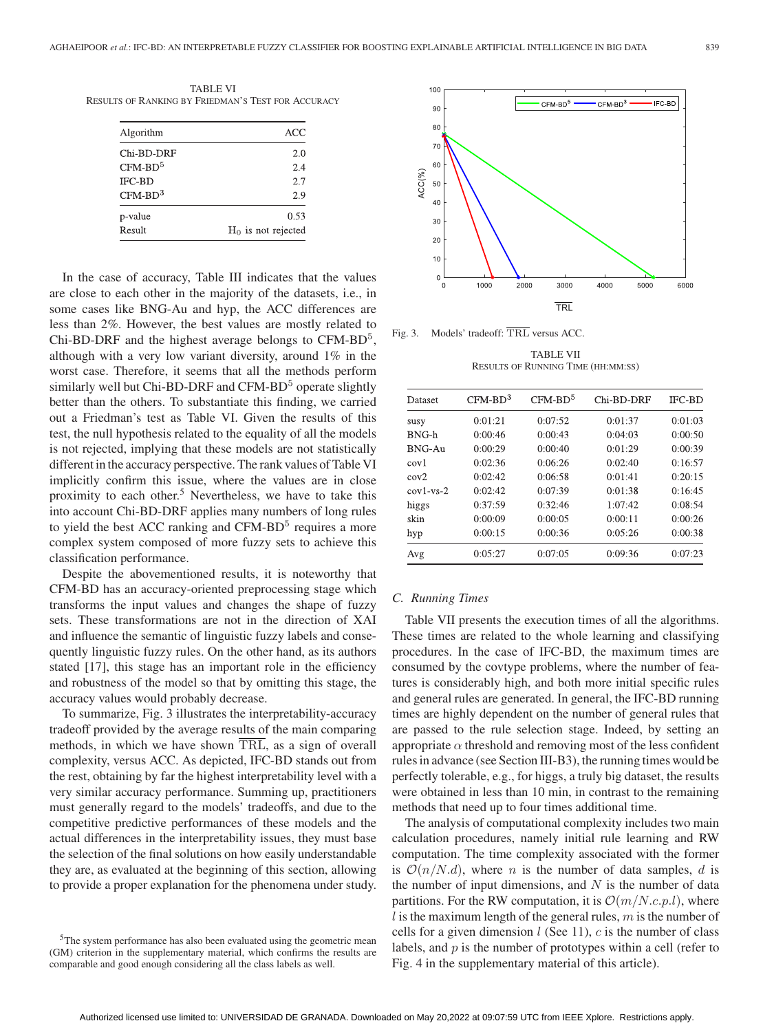TABLE VI
RESULTS OF RANKING BY FRIEDMAN'S TEST FOR ACCURACY

| Algorithm | ACC |
|---|---|
| Chi-BD-DRF | 2.0 |
| CFM-BD$^5$ | 2.4 |
| IFC-BD | 2.7 |
| CFM-BD$^3$ | 2.9 |
| p-value | 0.53 |
| Result | $H_0$ is not rejected |

In the case of accuracy, Table III indicates that the values are close to each other in the majority of the datasets, i.e., in some cases like BNG-Au and hyp, the ACC differences are less than 2%. However, the best values are mostly related to Chi-BD-DRF and the highest average belongs to CFM-BD$^5$, although with a very low variant diversity, around 1% in the worst case. Therefore, it seems that all the methods perform similarly well but Chi-BD-DRF and CFM-BD$^5$ operate slightly better than the others. To substantiate this finding, we carried out a Friedman's test as Table VI. Given the results of this test, the null hypothesis related to the equality of all the models is not rejected, implying that these models are not statistically different in the accuracy perspective. The rank values of Table VI implicitly confirm this issue, where the values are in close proximity to each other.[5] Nevertheless, we have to take this into account Chi-BD-DRF applies many numbers of long rules to yield the best ACC ranking and CFM-BD$^5$ requires a more complex system composed of more fuzzy sets to achieve this classification performance.

Despite the abovementioned results, it is noteworthy that CFM-BD has an accuracy-oriented preprocessing stage which transforms the input values and changes the shape of fuzzy sets. These transformations are not in the direction of XAI and influence the semantic of linguistic fuzzy labels and consequently linguistic fuzzy rules. On the other hand, as its authors stated [17], this stage has an important role in the efficiency and robustness of the model so that by omitting this stage, the accuracy values would probably decrease.

To summarize, Fig. 3 illustrates the interpretability-accuracy tradeoff provided by the average results of the main comparing methods, in which we have shown $\overline{\text{TRL}}$, as a sign of overall complexity, versus ACC. As depicted, IFC-BD stands out from the rest, obtaining by far the highest interpretability level with a very similar accuracy performance. Summing up, practitioners must generally regard to the models' tradeoffs, and due to the competitive predictive performances of these models and the actual differences in the interpretability issues, they must base the selection of the final solutions on how easily understandable they are, as evaluated at the beginning of this section, allowing to provide a proper explanation for the phenomena under study.

[5] The system performance has also been evaluated using the geometric mean (GM) criterion in the supplementary material, which confirms the results are comparable and good enough considering all the class labels as well.

Fig. 3. Models' tradeoff: $\overline{\text{TRL}}$ versus ACC.

TABLE VII
RESULTS OF RUNNING TIME (HH:MM:SS)

| Dataset | CFM-BD$^3$ | CFM-BD$^5$ | Chi-BD-DRF | IFC-BD |
|---|---|---|---|---|
| susy | 0:01:21 | 0:07:52 | 0:01:37 | 0:01:03 |
| BNG-h | 0:00:46 | 0:00:43 | 0:04:03 | 0:00:50 |
| BNG-Au | 0:00:29 | 0:00:40 | 0:01:29 | 0:00:39 |
| cov1 | 0:02:36 | 0:06:26 | 0:02:40 | 0:16:57 |
| cov2 | 0:02:42 | 0:06:58 | 0:01:41 | 0:20:15 |
| cov1-vs-2 | 0:02:42 | 0:07:39 | 0:01:38 | 0:16:45 |
| higgs | 0:37:59 | 0:32:46 | 1:07:42 | 0:08:54 |
| skin | 0:00:09 | 0:00:05 | 0:00:11 | 0:00:26 |
| hyp | 0:00:15 | 0:00:36 | 0:05:26 | 0:00:38 |
| Avg | 0:05:27 | 0:07:05 | 0:09:36 | 0:07:23 |

### C. Running Times

Table VII presents the execution times of all the algorithms. These times are related to the whole learning and classifying procedures. In the case of IFC-BD, the maximum times are consumed by the covtype problems, where the number of features is considerably high, and both more initial specific rules and general rules are generated. In general, the IFC-BD running times are highly dependent on the number of general rules that are passed to the rule selection stage. Indeed, by setting an appropriate $\alpha$ threshold and removing most of the less confident rules in advance (see Section III-B3), the running times would be perfectly tolerable, e.g., for higgs, a truly big dataset, the results were obtained in less than 10 min, in contrast to the remaining methods that need up to four times additional time.

The analysis of computational complexity includes two main calculation procedures, namely initial rule learning and RW computation. The time complexity associated with the former is $\mathcal{O}(n/N.d)$, where $n$ is the number of data samples, $d$ is the number of input dimensions, and $N$ is the number of data partitions. For the RW computation, it is $\mathcal{O}(m/N.c.p.l)$, where $l$ is the maximum length of the general rules, $m$ is the number of cells for a given dimension $l$ (See 11), $c$ is the number of class labels, and $p$ is the number of prototypes within a cell (refer to Fig. 4 in the supplementary material of this article).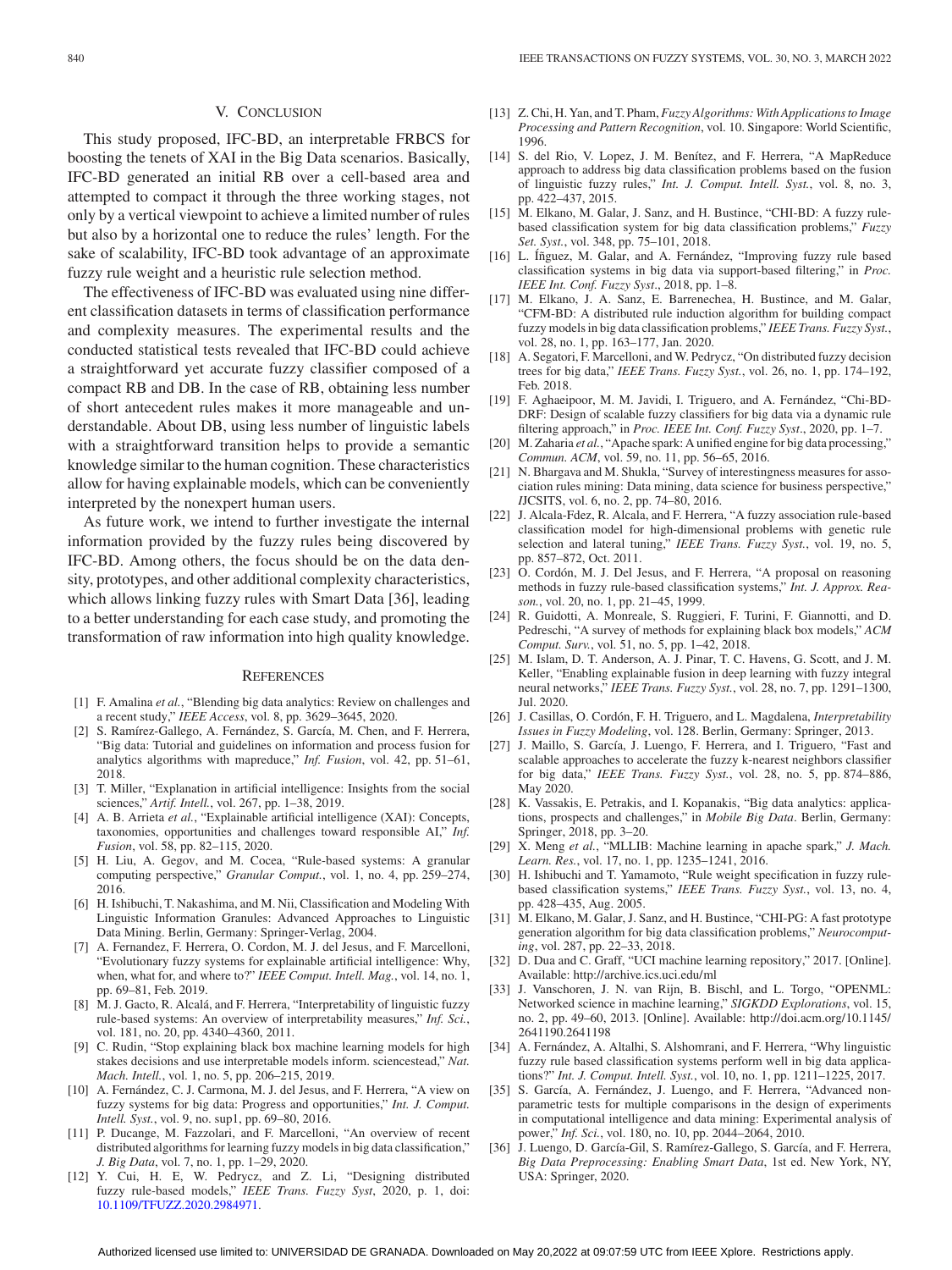## V. Conclusion

This study proposed, IFC-BD, an interpretable FRBCS for boosting the tenets of XAI in the Big Data scenarios. Basically, IFC-BD generated an initial RB over a cell-based area and attempted to compact it through the three working stages, not only by a vertical viewpoint to achieve a limited number of rules but also by a horizontal one to reduce the rules' length. For the sake of scalability, IFC-BD took advantage of an approximate fuzzy rule weight and a heuristic rule selection method.

The effectiveness of IFC-BD was evaluated using nine different classification datasets in terms of classification performance and complexity measures. The experimental results and the conducted statistical tests revealed that IFC-BD could achieve a straightforward yet accurate fuzzy classifier composed of a compact RB and DB. In the case of RB, obtaining less number of short antecedent rules makes it more manageable and understandable. About DB, using less number of linguistic labels with a straightforward transition helps to provide a semantic knowledge similar to the human cognition. These characteristics allow for having explainable models, which can be conveniently interpreted by the nonexpert human users.

As future work, we intend to further investigate the internal information provided by the fuzzy rules being discovered by IFC-BD. Among others, the focus should be on the data density, prototypes, and other additional complexity characteristics, which allows linking fuzzy rules with Smart Data [36], leading to a better understanding for each case study, and promoting the transformation of raw information into high quality knowledge.

## References

[1] F. Amalina *et al.*, "Blending big data analytics: Review on challenges and a recent study," *IEEE Access*, vol. 8, pp. 3629–3645, 2020.

[2] S. Ramírez-Gallego, A. Fernández, S. García, M. Chen, and F. Herrera, "Big data: Tutorial and guidelines on information and process fusion for analytics algorithms with mapreduce," *Inf. Fusion*, vol. 42, pp. 51–61, 2018.

[3] T. Miller, "Explanation in artificial intelligence: Insights from the social sciences," *Artif. Intell.*, vol. 267, pp. 1–38, 2019.

[4] A. B. Arrieta *et al.*, "Explainable artificial intelligence (XAI): Concepts, taxonomies, opportunities and challenges toward responsible AI," *Inf. Fusion*, vol. 58, pp. 82–115, 2020.

[5] H. Liu, A. Gegov, and M. Cocea, "Rule-based systems: A granular computing perspective," *Granular Comput.*, vol. 1, no. 4, pp. 259–274, 2016.

[6] H. Ishibuchi, T. Nakashima, and M. Nii, Classification and Modeling With Linguistic Information Granules: Advanced Approaches to Linguistic Data Mining. Berlin, Germany: Springer-Verlag, 2004.

[7] A. Fernandez, F. Herrera, O. Cordon, M. J. del Jesus, and F. Marcelloni, "Evolutionary fuzzy systems for explainable artificial intelligence: Why, when, what for, and where to?" *IEEE Comput. Intell. Mag.*, vol. 14, no. 1, pp. 69–81, Feb. 2019.

[8] M. J. Gacto, R. Alcalá, and F. Herrera, "Interpretability of linguistic fuzzy rule-based systems: An overview of interpretability measures," *Inf. Sci.*, vol. 181, no. 20, pp. 4340–4360, 2011.

[9] C. Rudin, "Stop explaining black box machine learning models for high stakes decisions and use interpretable models inform. sciencestead," *Nat. Mach. Intell.*, vol. 1, no. 5, pp. 206–215, 2019.

[10] A. Fernández, C. J. Carmona, M. J. del Jesus, and F. Herrera, "A view on fuzzy systems for big data: Progress and opportunities," *Int. J. Comput. Intell. Syst.*, vol. 9, no. sup1, pp. 69–80, 2016.

[11] P. Ducange, M. Fazzolari, and F. Marcelloni, "An overview of recent distributed algorithms for learning fuzzy models in big data classification," *J. Big Data*, vol. 7, no. 1, pp. 1–29, 2020.

[12] Y. Cui, H. E, W. Pedrycz, and Z. Li, "Designing distributed fuzzy rule-based models," *IEEE Trans. Fuzzy Syst*, 2020, p. 1, doi: 10.1109/TFUZZ.2020.2984971.

[13] Z. Chi, H. Yan, and T. Pham, *Fuzzy Algorithms: With Applications to Image Processing and Pattern Recognition*, vol. 10. Singapore: World Scientific, 1996.

[14] S. del Rio, V. Lopez, J. M. Benítez, and F. Herrera, "A MapReduce approach to address big data classification problems based on the fusion of linguistic fuzzy rules," *Int. J. Comput. Intell. Syst.*, vol. 8, no. 3, pp. 422–437, 2015.

[15] M. Elkano, M. Galar, J. Sanz, and H. Bustince, "CHI-BD: A fuzzy rule-based classification system for big data classification problems," *Fuzzy Set. Syst.*, vol. 348, pp. 75–101, 2018.

[16] L. Íñiguez, M. Galar, and A. Fernández, "Improving fuzzy rule based classification systems in big data via support-based filtering," in *Proc. IEEE Int. Conf. Fuzzy Syst*., 2018, pp. 1–8.

[17] M. Elkano, J. A. Sanz, E. Barrenechea, H. Bustince, and M. Galar, "CFM-BD: A distributed rule induction algorithm for building compact fuzzy models in big data classification problems," *IEEE Trans. Fuzzy Syst.*, vol. 28, no. 1, pp. 163–177, Jan. 2020.

[18] A. Segatori, F. Marcelloni, and W. Pedrycz, "On distributed fuzzy decision trees for big data," *IEEE Trans. Fuzzy Syst.*, vol. 26, no. 1, pp. 174–192, Feb. 2018.

[19] F. Aghaeipoor, M. M. Javidi, I. Triguero, and A. Fernández, "Chi-BD-DRF: Design of scalable fuzzy classifiers for big data via a dynamic rule filtering approach," in *Proc. IEEE Int. Conf. Fuzzy Syst*., 2020, pp. 1–7.

[20] M. Zaharia *et al.*, "Apache spark: A unified engine for big data processing," *Commun. ACM*, vol. 59, no. 11, pp. 56–65, 2016.

[21] N. Bhargava and M. Shukla, "Survey of interestingness measures for association rules mining: Data mining, data science for business perspective," *IJCSITS*, vol. 6, no. 2, pp. 74–80, 2016.

[22] J. Alcala-Fdez, R. Alcala, and F. Herrera, "A fuzzy association rule-based classification model for high-dimensional problems with genetic rule selection and lateral tuning," *IEEE Trans. Fuzzy Syst.*, vol. 19, no. 5, pp. 857–872, Oct. 2011.

[23] O. Cordón, M. J. Del Jesus, and F. Herrera, "A proposal on reasoning methods in fuzzy rule-based classification systems," *Int. J. Approx. Reason.*, vol. 20, no. 1, pp. 21–45, 1999.

[24] R. Guidotti, A. Monreale, S. Ruggieri, F. Turini, F. Giannotti, and D. Pedreschi, "A survey of methods for explaining black box models," *ACM Comput. Surv.*, vol. 51, no. 5, pp. 1–42, 2018.

[25] M. Islam, D. T. Anderson, A. J. Pinar, T. C. Havens, G. Scott, and J. M. Keller, "Enabling explainable fusion in deep learning with fuzzy integral neural networks," *IEEE Trans. Fuzzy Syst.*, vol. 28, no. 7, pp. 1291–1300, Jul. 2020.

[26] J. Casillas, O. Cordón, F. H. Triguero, and L. Magdalena, *Interpretability Issues in Fuzzy Modeling*, vol. 128. Berlin, Germany: Springer, 2013.

[27] J. Maillo, S. García, J. Luengo, F. Herrera, and I. Triguero, "Fast and scalable approaches to accelerate the fuzzy k-nearest neighbors classifier for big data," *IEEE Trans. Fuzzy Syst.*, vol. 28, no. 5, pp. 874–886, May 2020.

[28] K. Vassakis, E. Petrakis, and I. Kopanakis, "Big data analytics: applications, prospects and challenges," in *Mobile Big Data*. Berlin, Germany: Springer, 2018, pp. 3–20.

[29] X. Meng *et al.*, "MLLIB: Machine learning in apache spark," *J. Mach. Learn. Res.*, vol. 17, no. 1, pp. 1235–1241, 2016.

[30] H. Ishibuchi and T. Yamamoto, "Rule weight specification in fuzzy rule-based classification systems," *IEEE Trans. Fuzzy Syst.*, vol. 13, no. 4, pp. 428–435, Aug. 2005.

[31] M. Elkano, M. Galar, J. Sanz, and H. Bustince, "CHI-PG: A fast prototype generation algorithm for big data classification problems," *Neurocomputing*, vol. 287, pp. 22–33, 2018.

[32] D. Dua and C. Graff, "UCI machine learning repository," 2017. [Online]. Available: http://archive.ics.uci.edu/ml

[33] J. Vanschoren, J. N. van Rijn, B. Bischl, and L. Torgo, "OPENML: Networked science in machine learning," *SIGKDD Explorations*, vol. 15, no. 2, pp. 49–60, 2013. [Online]. Available: http://doi.acm.org/10.1145/2641190.2641198

[34] A. Fernández, A. Altalhi, S. Alshomrani, and F. Herrera, "Why linguistic fuzzy rule based classification systems perform well in big data applications?" *Int. J. Comput. Intell. Syst.*, vol. 10, no. 1, pp. 1211–1225, 2017.

[35] S. García, A. Fernández, J. Luengo, and F. Herrera, "Advanced nonparametric tests for multiple comparisons in the design of experiments in computational intelligence and data mining: Experimental analysis of power," *Inf. Sci.*, vol. 180, no. 10, pp. 2044–2064, 2010.

[36] J. Luengo, D. García-Gil, S. Ramírez-Gallego, S. García, and F. Herrera, *Big Data Preprocessing: Enabling Smart Data*, 1st ed. New York, NY, USA: Springer, 2020.